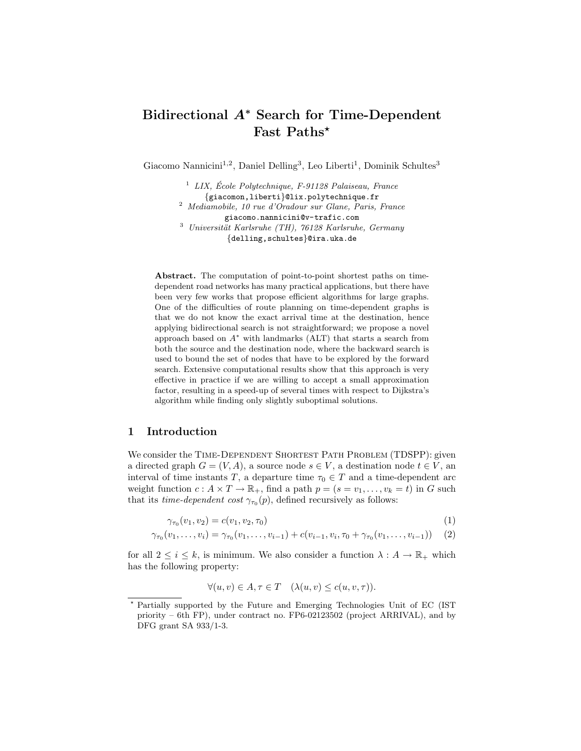# Bidirectional $A^*$ Search for Time-Dependent Fast Paths*

Giacomo Nannicini[1,2], Daniel Delling[3], Leo Liberti[1], Dominik Schultes[3]

[1] *LIX, École Polytechnique, F-91128 Palaiseau, France*
{giacomon,liberti}@lix.polytechnique.fr

[2] *Mediamobile, 10 rue d'Oradour sur Glane, Paris, France*
giacomo.nannicini@v-trafic.com

[3] *Universität Karlsruhe (TH), 76128 Karlsruhe, Germany*
{delling,schultes}@ira.uka.de

**Abstract.** The computation of point-to-point shortest paths on time-dependent road networks has many practical applications, but there have been very few works that propose efficient algorithms for large graphs. One of the difficulties of route planning on time-dependent graphs is that we do not know the exact arrival time at the destination, hence applying bidirectional search is not straightforward; we propose a novel approach based on $A^*$ with landmarks (ALT) that starts a search from both the source and the destination node, where the backward search is used to bound the set of nodes that have to be explored by the forward search. Extensive computational results show that this approach is very effective in practice if we are willing to accept a small approximation factor, resulting in a speed-up of several times with respect to Dijkstra's algorithm while finding only slightly suboptimal solutions.

## 1 Introduction

We consider the Time-Dependent Shortest Path Problem (TDSPP): given a directed graph $G = (V, A)$, a source node $s \in V$, a destination node $t \in V$, an interval of time instants $T$, a departure time $\tau_0 \in T$ and a time-dependent arc weight function $c : A \times T \to \mathbb{R}_+$, find a path $p = (s = v_1, \ldots, v_k = t)$ in $G$ such that its *time-dependent cost* $\gamma_{\tau_0}(p)$, defined recursively as follows:

$$\gamma_{\tau_0}(v_1, v_2) = c(v_1, v_2, \tau_0) \tag{1}$$

$$\gamma_{\tau_0}(v_1, \ldots, v_i) = \gamma_{\tau_0}(v_1, \ldots, v_{i-1}) + c(v_{i-1}, v_i, \tau_0 + \gamma_{\tau_0}(v_1, \ldots, v_{i-1})) \tag{2}$$

for all $2 \leq i \leq k$, is minimum. We also consider a function $\lambda : A \to \mathbb{R}_+$ which has the following property:

$$\forall (u, v) \in A, \tau \in T \quad (\lambda(u, v) \leq c(u, v, \tau)).$$

* Partially supported by the Future and Emerging Technologies Unit of EC (IST priority – 6th FP), under contract no. FP6-02123502 (project ARRIVAL), and by DFG grant SA 933/1-3.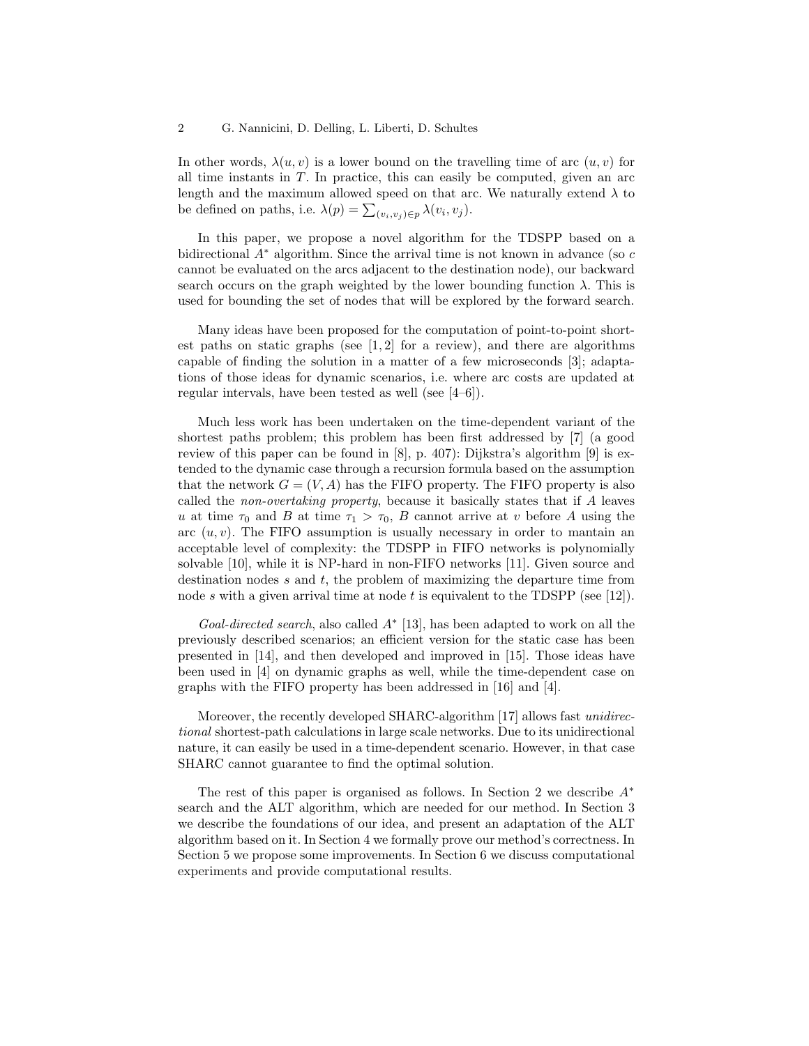In other words, $\lambda(u, v)$ is a lower bound on the travelling time of arc $(u, v)$ for all time instants in $T$. In practice, this can easily be computed, given an arc length and the maximum allowed speed on that arc. We naturally extend $\lambda$ to be defined on paths, i.e. $\lambda(p) = \sum_{(v_i,v_j) \in p} \lambda(v_i, v_j)$.

In this paper, we propose a novel algorithm for the TDSPP based on a bidirectional $A^*$ algorithm. Since the arrival time is not known in advance (so $c$ cannot be evaluated on the arcs adjacent to the destination node), our backward search occurs on the graph weighted by the lower bounding function $\lambda$. This is used for bounding the set of nodes that will be explored by the forward search.

Many ideas have been proposed for the computation of point-to-point shortest paths on static graphs (see [1, 2] for a review), and there are algorithms capable of finding the solution in a matter of a few microseconds [3]; adaptations of those ideas for dynamic scenarios, i.e. where arc costs are updated at regular intervals, have been tested as well (see [4–6]).

Much less work has been undertaken on the time-dependent variant of the shortest paths problem; this problem has been first addressed by [7] (a good review of this paper can be found in [8], p. 407): Dijkstra's algorithm [9] is extended to the dynamic case through a recursion formula based on the assumption that the network $G = (V, A)$ has the FIFO property. The FIFO property is also called the *non-overtaking property*, because it basically states that if $A$ leaves $u$ at time $\tau_0$ and $B$ at time $\tau_1 > \tau_0$, $B$ cannot arrive at $v$ before $A$ using the arc $(u, v)$. The FIFO assumption is usually necessary in order to mantain an acceptable level of complexity: the TDSPP in FIFO networks is polynomially solvable [10], while it is NP-hard in non-FIFO networks [11]. Given source and destination nodes $s$ and $t$, the problem of maximizing the departure time from node $s$ with a given arrival time at node $t$ is equivalent to the TDSPP (see [12]).

*Goal-directed search*, also called $A^*$ [13], has been adapted to work on all the previously described scenarios; an efficient version for the static case has been presented in [14], and then developed and improved in [15]. Those ideas have been used in [4] on dynamic graphs as well, while the time-dependent case on graphs with the FIFO property has been addressed in [16] and [4].

Moreover, the recently developed SHARC-algorithm [17] allows fast *unidirectional* shortest-path calculations in large scale networks. Due to its unidirectional nature, it can easily be used in a time-dependent scenario. However, in that case SHARC cannot guarantee to find the optimal solution.

The rest of this paper is organised as follows. In Section 2 we describe $A^*$ search and the ALT algorithm, which are needed for our method. In Section 3 we describe the foundations of our idea, and present an adaptation of the ALT algorithm based on it. In Section 4 we formally prove our method's correctness. In Section 5 we propose some improvements. In Section 6 we discuss computational experiments and provide computational results.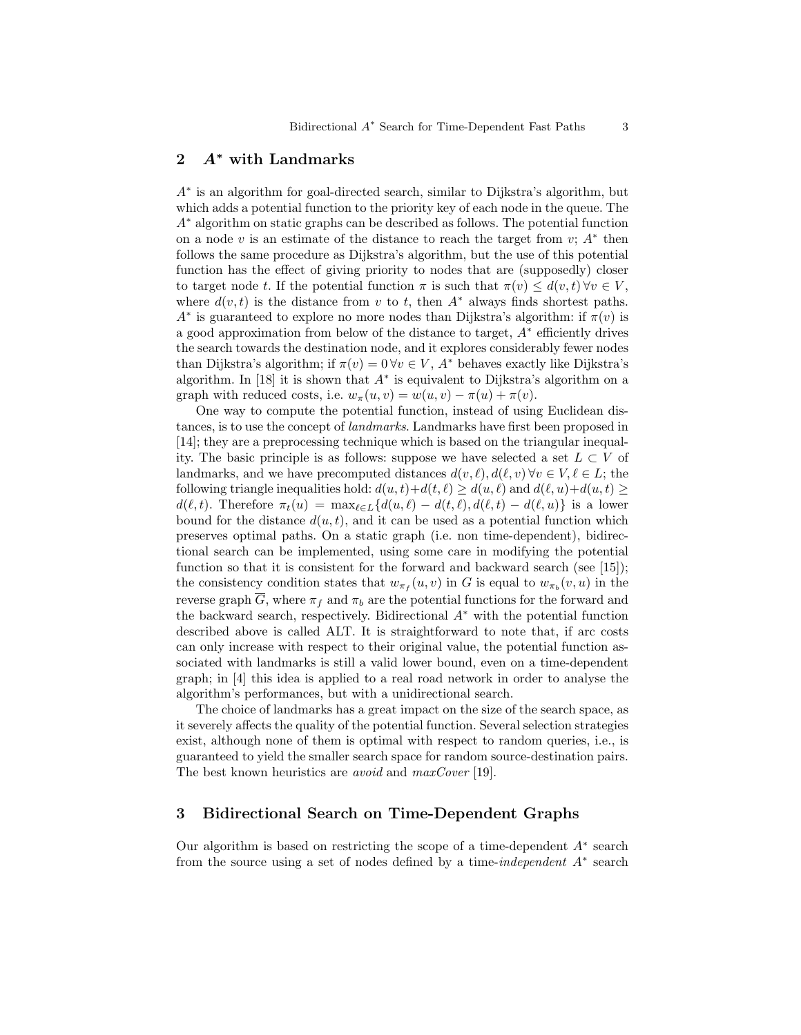## 2 $A^*$ with Landmarks

$A^*$ is an algorithm for goal-directed search, similar to Dijkstra's algorithm, but which adds a potential function to the priority key of each node in the queue. The $A^*$ algorithm on static graphs can be described as follows. The potential function on a node $v$ is an estimate of the distance to reach the target from $v$; $A^*$ then follows the same procedure as Dijkstra's algorithm, but the use of this potential function has the effect of giving priority to nodes that are (supposedly) closer to target node $t$. If the potential function $\pi$ is such that $\pi(v) \leq d(v,t) \, \forall v \in V$, where $d(v,t)$ is the distance from $v$ to $t$, then $A^*$ always finds shortest paths. $A^*$ is guaranteed to explore no more nodes than Dijkstra's algorithm: if $\pi(v)$ is a good approximation from below of the distance to target, $A^*$ efficiently drives the search towards the destination node, and it explores considerably fewer nodes than Dijkstra's algorithm; if $\pi(v) = 0 \, \forall v \in V$, $A^*$ behaves exactly like Dijkstra's algorithm. In [18] it is shown that $A^*$ is equivalent to Dijkstra's algorithm on a graph with reduced costs, i.e. $w_\pi(u,v) = w(u,v) - \pi(u) + \pi(v)$.

One way to compute the potential function, instead of using Euclidean distances, is to use the concept of *landmarks*. Landmarks have first been proposed in [14]; they are a preprocessing technique which is based on the triangular inequality. The basic principle is as follows: suppose we have selected a set $L \subset V$ of landmarks, and we have precomputed distances $d(v,\ell), d(\ell,v) \, \forall v \in V, \ell \in L$; the following triangle inequalities hold: $d(u,t)+d(t,\ell) \geq d(u,\ell)$ and $d(\ell,u)+d(u,t) \geq d(\ell,t)$. Therefore $\pi_t(u) = \max_{\ell \in L}\{d(u,\ell) - d(t,\ell), d(\ell,t) - d(\ell,u)\}$ is a lower bound for the distance $d(u,t)$, and it can be used as a potential function which preserves optimal paths. On a static graph (i.e. non time-dependent), bidirectional search can be implemented, using some care in modifying the potential function so that it is consistent for the forward and backward search (see [15]); the consistency condition states that $w_{\pi_f}(u,v)$ in $G$ is equal to $w_{\pi_b}(v,u)$ in the reverse graph $\overline{G}$, where $\pi_f$ and $\pi_b$ are the potential functions for the forward and the backward search, respectively. Bidirectional $A^*$ with the potential function described above is called ALT. It is straightforward to note that, if arc costs can only increase with respect to their original value, the potential function associated with landmarks is still a valid lower bound, even on a time-dependent graph; in [4] this idea is applied to a real road network in order to analyse the algorithm's performances, but with a unidirectional search.

The choice of landmarks has a great impact on the size of the search space, as it severely affects the quality of the potential function. Several selection strategies exist, although none of them is optimal with respect to random queries, i.e., is guaranteed to yield the smaller search space for random source-destination pairs. The best known heuristics are *avoid* and *maxCover* [19].

## 3 Bidirectional Search on Time-Dependent Graphs

Our algorithm is based on restricting the scope of a time-dependent $A^*$ search from the source using a set of nodes defined by a time-*independent* $A^*$ search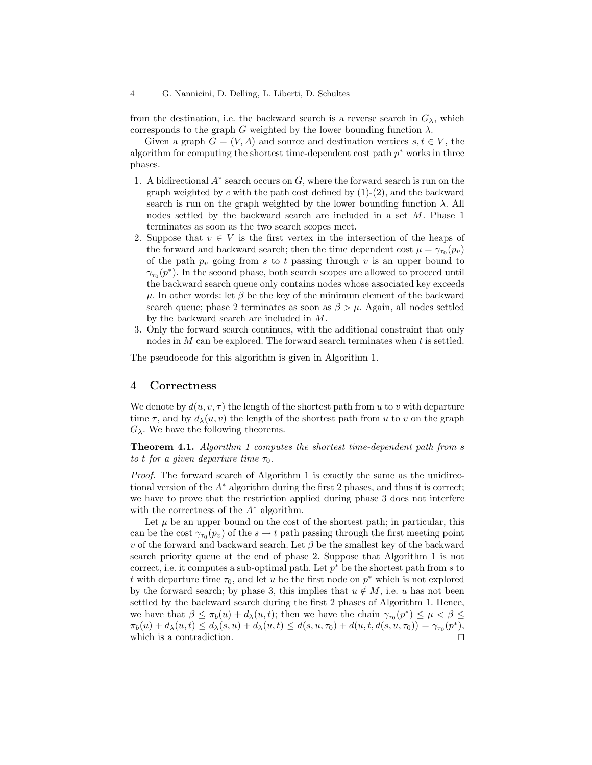from the destination, i.e. the backward search is a reverse search in $G_\lambda$, which corresponds to the graph $G$ weighted by the lower bounding function $\lambda$.

Given a graph $G = (V, A)$ and source and destination vertices $s, t \in V$, the algorithm for computing the shortest time-dependent cost path $p^*$ works in three phases.

1. A bidirectional $A^*$ search occurs on $G$, where the forward search is run on the graph weighted by $c$ with the path cost defined by (1)-(2), and the backward search is run on the graph weighted by the lower bounding function $\lambda$. All nodes settled by the backward search are included in a set $M$. Phase 1 terminates as soon as the two search scopes meet.
2. Suppose that $v \in V$ is the first vertex in the intersection of the heaps of the forward and backward search; then the time dependent cost $\mu = \gamma_{\tau_0}(p_v)$ of the path $p_v$ going from $s$ to $t$ passing through $v$ is an upper bound to $\gamma_{\tau_0}(p^*)$. In the second phase, both search scopes are allowed to proceed until the backward search queue only contains nodes whose associated key exceeds $\mu$. In other words: let $\beta$ be the key of the minimum element of the backward search queue; phase 2 terminates as soon as $\beta > \mu$. Again, all nodes settled by the backward search are included in $M$.
3. Only the forward search continues, with the additional constraint that only nodes in $M$ can be explored. The forward search terminates when $t$ is settled.

The pseudocode for this algorithm is given in Algorithm 1.

## 4 Correctness

We denote by $d(u, v, \tau)$ the length of the shortest path from $u$ to $v$ with departure time $\tau$, and by $d_\lambda(u, v)$ the length of the shortest path from $u$ to $v$ on the graph $G_\lambda$. We have the following theorems.

**Theorem 4.1.** *Algorithm 1 computes the shortest time-dependent path from $s$ to $t$ for a given departure time $\tau_0$.*

*Proof.* The forward search of Algorithm 1 is exactly the same as the unidirectional version of the $A^*$ algorithm during the first 2 phases, and thus it is correct; we have to prove that the restriction applied during phase 3 does not interfere with the correctness of the $A^*$ algorithm.

Let $\mu$ be an upper bound on the cost of the shortest path; in particular, this can be the cost $\gamma_{\tau_0}(p_v)$ of the $s \to t$ path passing through the first meeting point $v$ of the forward and backward search. Let $\beta$ be the smallest key of the backward search priority queue at the end of phase 2. Suppose that Algorithm 1 is not correct, i.e. it computes a sub-optimal path. Let $p^*$ be the shortest path from $s$ to $t$ with departure time $\tau_0$, and let $u$ be the first node on $p^*$ which is not explored by the forward search; by phase 3, this implies that $u \notin M$, i.e. $u$ has not been settled by the backward search during the first 2 phases of Algorithm 1. Hence, we have that $\beta \leq \pi_b(u) + d_\lambda(u, t)$; then we have the chain $\gamma_{\tau_0}(p^*) \leq \mu < \beta \leq \pi_b(u) + d_\lambda(u, t) \leq d_\lambda(s, u) + d_\lambda(u, t) \leq d(s, u, \tau_0) + d(u, t, d(s, u, \tau_0)) = \gamma_{\tau_0}(p^*)$, which is a contradiction. $\square$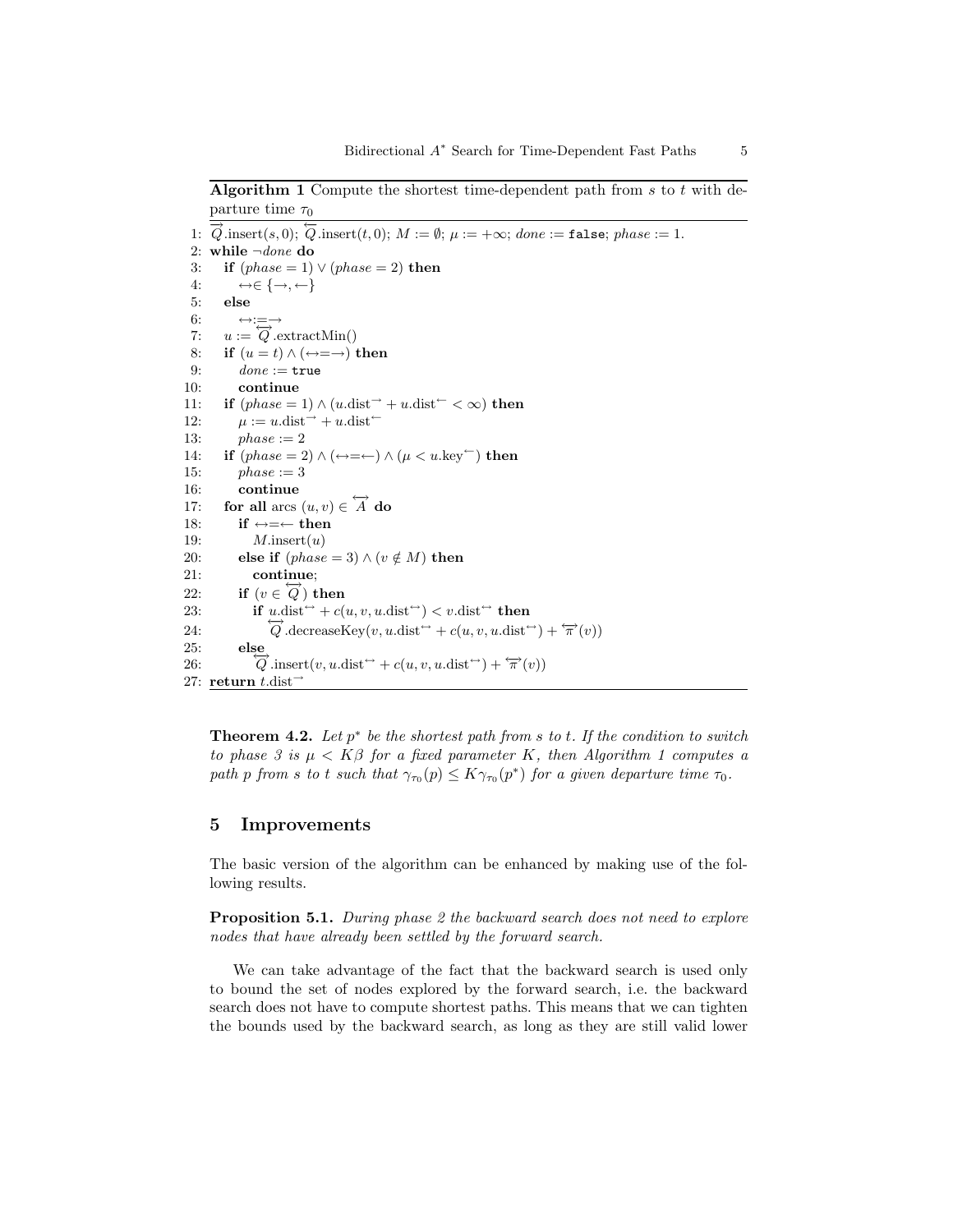**Algorithm 1** Compute the shortest time-dependent path from $s$ to $t$ with departure time $\tau_0$

```
1: →Q.insert(s, 0); ←Q.insert(t, 0); M := ∅; μ := +∞; done := false; phase := 1.
2: while ¬done do
3:   if (phase = 1) ∨ (phase = 2) then
4:     ↔∈ {→, ←}
5:   else
6:     ↔:=→
7:   u := ↔Q.extractMin()
8:   if (u = t) ∧ (↔=→) then
9:     done := true
10:    continue
11:  if (phase = 1) ∧ (u.dist→ + u.dist← < ∞) then
12:    μ := u.dist→ + u.dist←
13:    phase := 2
14:  if (phase = 2) ∧ (↔=←) ∧ (μ < u.key←) then
15:    phase := 3
16:    continue
17:  for all arcs (u, v) ∈ ↔A do
18:    if ↔=← then
19:      M.insert(u)
20:    else if (phase = 3) ∧ (v ∉ M) then
21:      continue;
22:    if (v ∈ ↔Q) then
23:      if u.dist↔ + c(u, v, u.dist↔) < v.dist↔ then
24:        ↔Q.decreaseKey(v, u.dist↔ + c(u, v, u.dist↔) + ↔π(v))
25:    else
26:      ↔Q.insert(v, u.dist↔ + c(u, v, u.dist↔) + ↔π(v))
27: return t.dist→
```

**Theorem 4.2.** *Let $p^*$ be the shortest path from $s$ to $t$. If the condition to switch to phase 3 is $\mu < K\beta$ for a fixed parameter $K$, then Algorithm 1 computes a path $p$ from $s$ to $t$ such that $\gamma_{\tau_0}(p) \leq K\gamma_{\tau_0}(p^*)$ for a given departure time $\tau_0$.*

## 5 Improvements

The basic version of the algorithm can be enhanced by making use of the following results.

**Proposition 5.1.** *During phase 2 the backward search does not need to explore nodes that have already been settled by the forward search.*

We can take advantage of the fact that the backward search is used only to bound the set of nodes explored by the forward search, i.e. the backward search does not have to compute shortest paths. This means that we can tighten the bounds used by the backward search, as long as they are still valid lower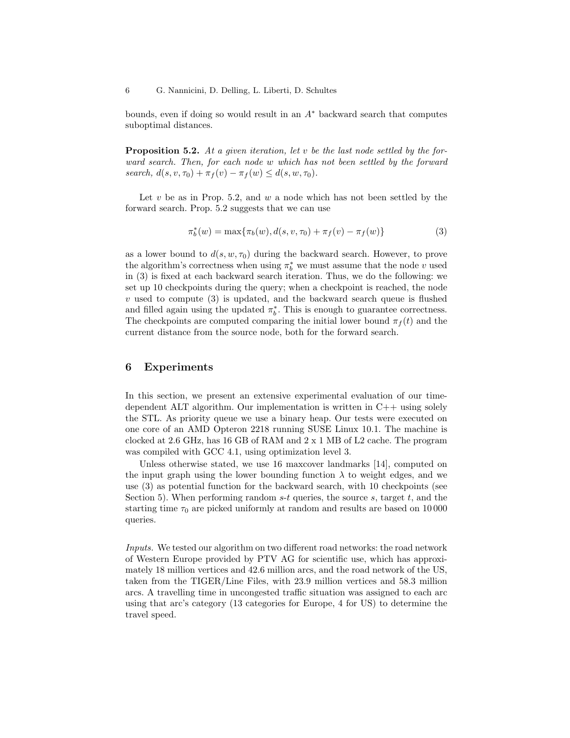bounds, even if doing so would result in an $A^*$ backward search that computes suboptimal distances.

**Proposition 5.2.** *At a given iteration, let $v$ be the last node settled by the forward search. Then, for each node $w$ which has not been settled by the forward search, $d(s, v, \tau_0) + \pi_f(v) - \pi_f(w) \leq d(s, w, \tau_0)$.*

Let $v$ be as in Prop. 5.2, and $w$ a node which has not been settled by the forward search. Prop. 5.2 suggests that we can use

$$\pi_b^*(w) = \max\{\pi_b(w), d(s, v, \tau_0) + \pi_f(v) - \pi_f(w)\} \tag{3}$$

as a lower bound to $d(s, w, \tau_0)$ during the backward search. However, to prove the algorithm's correctness when using $\pi_b^*$ we must assume that the node $v$ used in (3) is fixed at each backward search iteration. Thus, we do the following: we set up 10 checkpoints during the query; when a checkpoint is reached, the node $v$ used to compute (3) is updated, and the backward search queue is flushed and filled again using the updated $\pi_b^*$. This is enough to guarantee correctness. The checkpoints are computed comparing the initial lower bound $\pi_f(t)$ and the current distance from the source node, both for the forward search.

## 6 Experiments

In this section, we present an extensive experimental evaluation of our time-dependent ALT algorithm. Our implementation is written in C++ using solely the STL. As priority queue we use a binary heap. Our tests were executed on one core of an AMD Opteron 2218 running SUSE Linux 10.1. The machine is clocked at 2.6 GHz, has 16 GB of RAM and 2 x 1 MB of L2 cache. The program was compiled with GCC 4.1, using optimization level 3.

Unless otherwise stated, we use 16 maxcover landmarks [14], computed on the input graph using the lower bounding function $\lambda$ to weight edges, and we use (3) as potential function for the backward search, with 10 checkpoints (see Section 5). When performing random $s$-$t$ queries, the source $s$, target $t$, and the starting time $\tau_0$ are picked uniformly at random and results are based on 10 000 queries.

*Inputs.* We tested our algorithm on two different road networks: the road network of Western Europe provided by PTV AG for scientific use, which has approximately 18 million vertices and 42.6 million arcs, and the road network of the US, taken from the TIGER/Line Files, with 23.9 million vertices and 58.3 million arcs. A travelling time in uncongested traffic situation was assigned to each arc using that arc's category (13 categories for Europe, 4 for US) to determine the travel speed.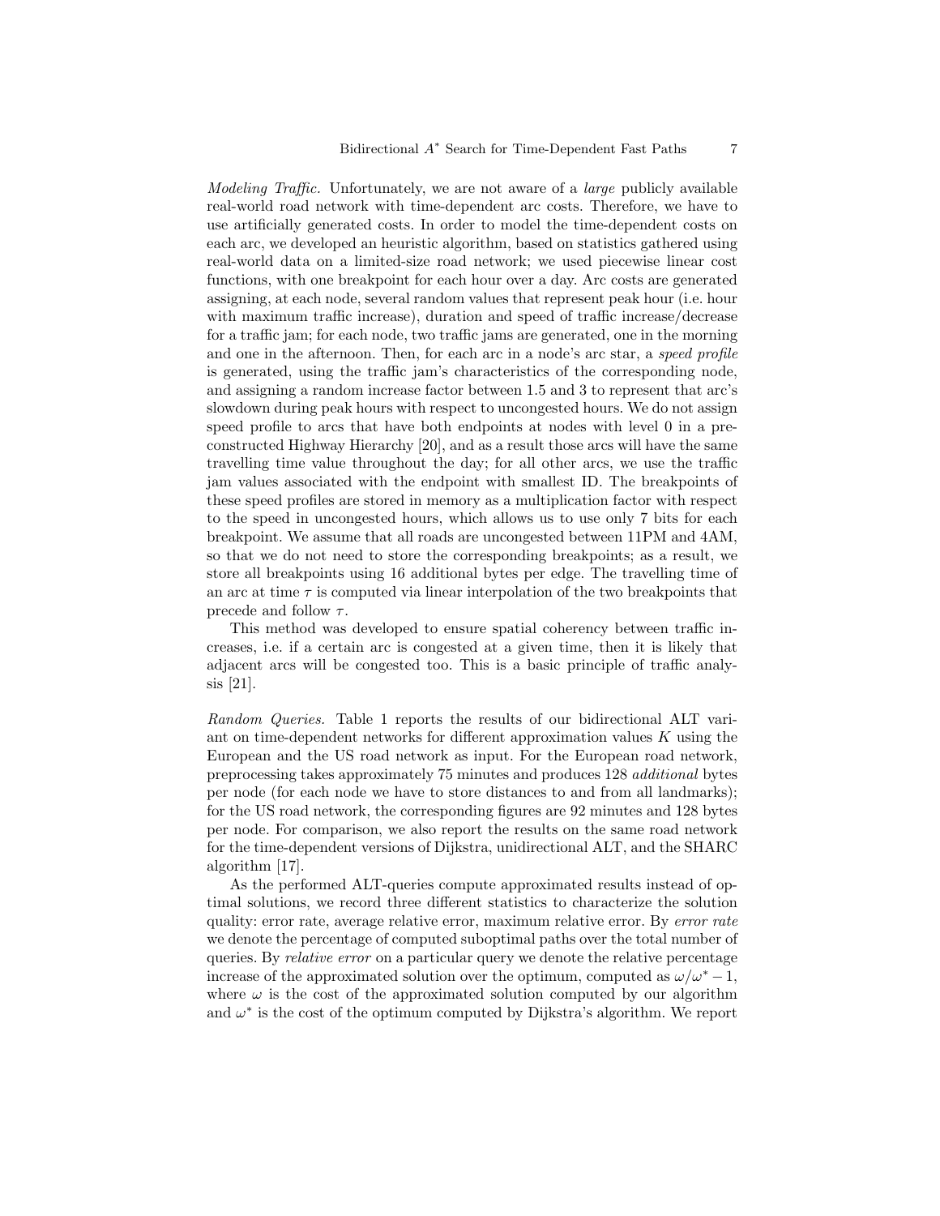*Modeling Traffic.* Unfortunately, we are not aware of a *large* publicly available real-world road network with time-dependent arc costs. Therefore, we have to use artificially generated costs. In order to model the time-dependent costs on each arc, we developed an heuristic algorithm, based on statistics gathered using real-world data on a limited-size road network; we used piecewise linear cost functions, with one breakpoint for each hour over a day. Arc costs are generated assigning, at each node, several random values that represent peak hour (i.e. hour with maximum traffic increase), duration and speed of traffic increase/decrease for a traffic jam; for each node, two traffic jams are generated, one in the morning and one in the afternoon. Then, for each arc in a node's arc star, a *speed profile* is generated, using the traffic jam's characteristics of the corresponding node, and assigning a random increase factor between 1.5 and 3 to represent that arc's slowdown during peak hours with respect to uncongested hours. We do not assign speed profile to arcs that have both endpoints at nodes with level 0 in a preconstructed Highway Hierarchy [20], and as a result those arcs will have the same travelling time value throughout the day; for all other arcs, we use the traffic jam values associated with the endpoint with smallest ID. The breakpoints of these speed profiles are stored in memory as a multiplication factor with respect to the speed in uncongested hours, which allows us to use only 7 bits for each breakpoint. We assume that all roads are uncongested between 11PM and 4AM, so that we do not need to store the corresponding breakpoints; as a result, we store all breakpoints using 16 additional bytes per edge. The travelling time of an arc at time $\tau$ is computed via linear interpolation of the two breakpoints that precede and follow $\tau$.

This method was developed to ensure spatial coherency between traffic increases, i.e. if a certain arc is congested at a given time, then it is likely that adjacent arcs will be congested too. This is a basic principle of traffic analysis [21].

*Random Queries.* Table 1 reports the results of our bidirectional ALT variant on time-dependent networks for different approximation values $K$ using the European and the US road network as input. For the European road network, preprocessing takes approximately 75 minutes and produces 128 *additional* bytes per node (for each node we have to store distances to and from all landmarks); for the US road network, the corresponding figures are 92 minutes and 128 bytes per node. For comparison, we also report the results on the same road network for the time-dependent versions of Dijkstra, unidirectional ALT, and the SHARC algorithm [17].

As the performed ALT-queries compute approximated results instead of optimal solutions, we record three different statistics to characterize the solution quality: error rate, average relative error, maximum relative error. By *error rate* we denote the percentage of computed suboptimal paths over the total number of queries. By *relative error* on a particular query we denote the relative percentage increase of the approximated solution over the optimum, computed as $\omega/\omega^* - 1$, where $\omega$ is the cost of the approximated solution computed by our algorithm and $\omega^*$ is the cost of the optimum computed by Dijkstra's algorithm. We report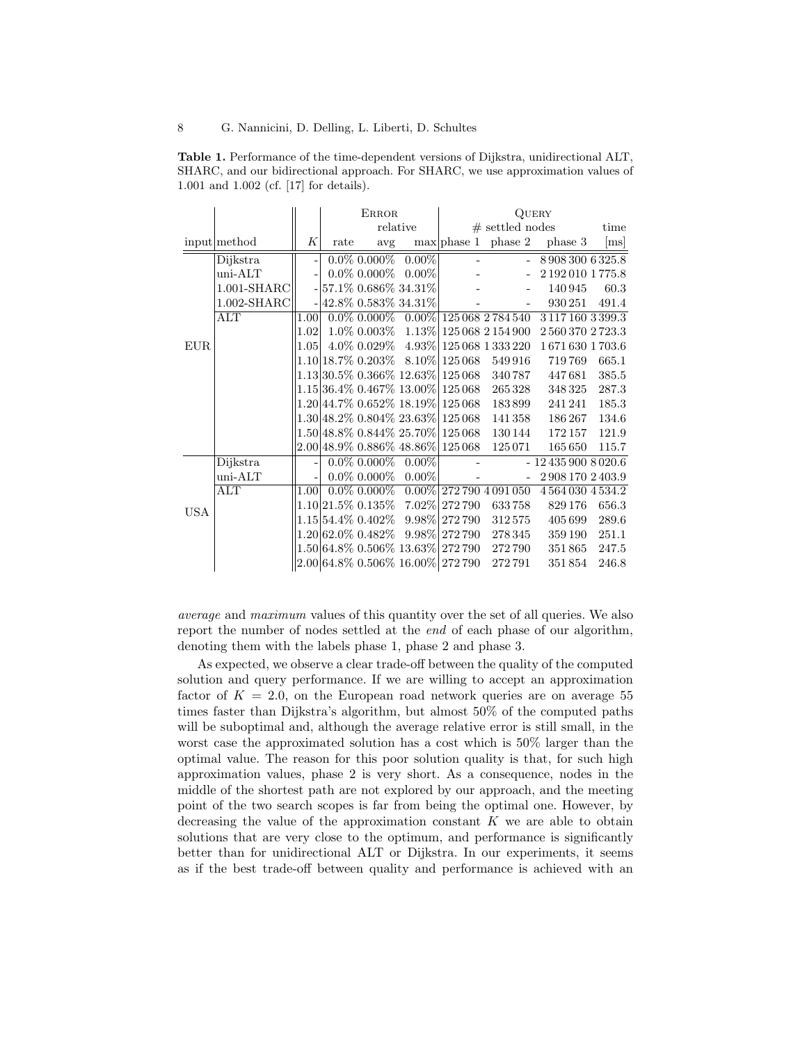**Table 1.** Performance of the time-dependent versions of Dijkstra, unidirectional ALT, SHARC, and our bidirectional approach. For SHARC, we use approximation values of 1.001 and 1.002 (cf. [17] for details).

| | | | Error | | | Query | | | |
|---|---|---|---|---|---|---|---|---|---|
| | | | | relative | | # settled nodes | | | time |
| input | method | $K$ | rate | avg | max | phase 1 | phase 2 | phase 3 | [ms] |
| EUR | Dijkstra | - | 0.0% | 0.000% | 0.00% | - | - | 8 908 300 | 6 325.8 |
| | uni-ALT | - | 0.0% | 0.000% | 0.00% | - | - | 2 192 010 | 1 775.8 |
| | 1.001-SHARC | - | 57.1% | 0.686% | 34.31% | - | - | 140 945 | 60.3 |
| | 1.002-SHARC | - | 42.8% | 0.583% | 34.31% | - | - | 930 251 | 491.4 |
| | ALT | 1.00 | 0.0% | 0.000% | 0.00% | 125 068 | 2 784 540 | 3 117 160 | 3 399.3 |
| | | 1.02 | 1.0% | 0.003% | 1.13% | 125 068 | 2 154 900 | 2 560 370 | 2 723.3 |
| | | 1.05 | 4.0% | 0.029% | 4.93% | 125 068 | 1 333 220 | 1 671 630 | 1 703.6 |
| | | 1.10 | 18.7% | 0.203% | 8.10% | 125 068 | 549 916 | 719 769 | 665.1 |
| | | 1.13 | 30.5% | 0.366% | 12.63% | 125 068 | 340 787 | 447 681 | 385.5 |
| | | 1.15 | 36.4% | 0.467% | 13.00% | 125 068 | 265 328 | 348 325 | 287.3 |
| | | 1.20 | 44.7% | 0.652% | 18.19% | 125 068 | 183 899 | 241 241 | 185.3 |
| | | 1.30 | 48.2% | 0.804% | 23.63% | 125 068 | 141 358 | 186 267 | 134.6 |
| | | 1.50 | 48.8% | 0.844% | 25.70% | 125 068 | 130 144 | 172 157 | 121.9 |
| | | 2.00 | 48.9% | 0.886% | 48.86% | 125 068 | 125 071 | 165 650 | 115.7 |
| USA | Dijkstra | - | 0.0% | 0.000% | 0.00% | - | - | 12 435 900 | 8 020.6 |
| | uni-ALT | - | 0.0% | 0.000% | 0.00% | - | - | 2 908 170 | 2 403.9 |
| | ALT | 1.00 | 0.0% | 0.000% | 0.00% | 272 790 | 4 091 050 | 4 564 030 | 4 534.2 |
| | | 1.10 | 21.5% | 0.135% | 7.02% | 272 790 | 633 758 | 829 176 | 656.3 |
| | | 1.15 | 54.4% | 0.402% | 9.98% | 272 790 | 312 575 | 405 699 | 289.6 |
| | | 1.20 | 62.0% | 0.482% | 9.98% | 272 790 | 278 345 | 359 190 | 251.1 |
| | | 1.50 | 64.8% | 0.506% | 13.63% | 272 790 | 272 790 | 351 865 | 247.5 |
| | | 2.00 | 64.8% | 0.506% | 16.00% | 272 790 | 272 791 | 351 854 | 246.8 |

*average* and *maximum* values of this quantity over the set of all queries. We also report the number of nodes settled at the *end* of each phase of our algorithm, denoting them with the labels phase 1, phase 2 and phase 3.

As expected, we observe a clear trade-off between the quality of the computed solution and query performance. If we are willing to accept an approximation factor of $K = 2.0$, on the European road network queries are on average 55 times faster than Dijkstra's algorithm, but almost 50% of the computed paths will be suboptimal and, although the average relative error is still small, in the worst case the approximated solution has a cost which is 50% larger than the optimal value. The reason for this poor solution quality is that, for such high approximation values, phase 2 is very short. As a consequence, nodes in the middle of the shortest path are not explored by our approach, and the meeting point of the two search scopes is far from being the optimal one. However, by decreasing the value of the approximation constant $K$ we are able to obtain solutions that are very close to the optimum, and performance is significantly better than for unidirectional ALT or Dijkstra. In our experiments, it seems as if the best trade-off between quality and performance is achieved with an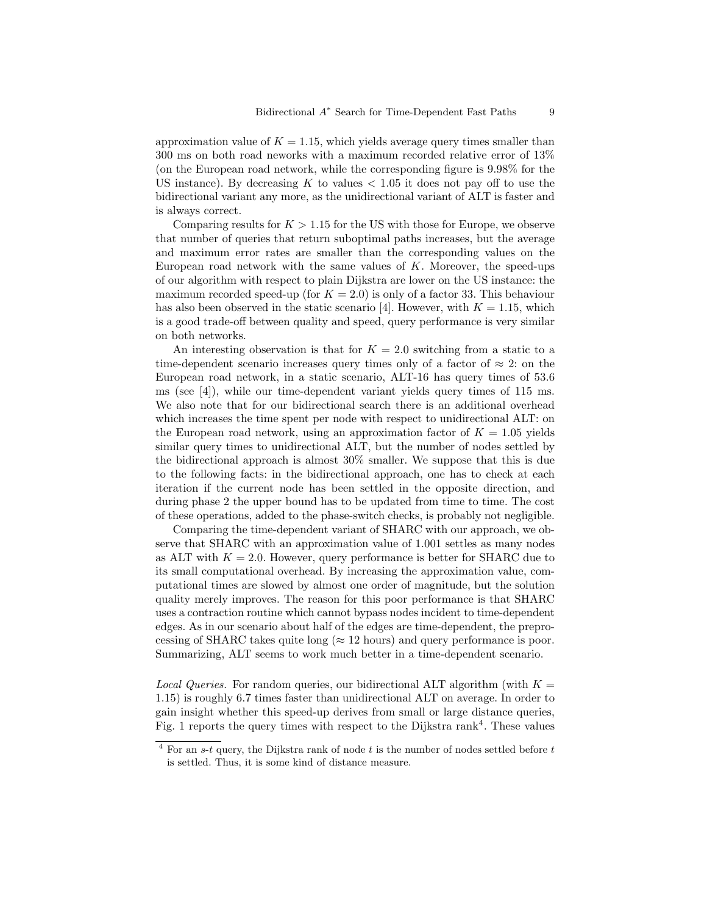approximation value of $K = 1.15$, which yields average query times smaller than 300 ms on both road neworks with a maximum recorded relative error of 13% (on the European road network, while the corresponding figure is 9.98% for the US instance). By decreasing $K$ to values $< 1.05$ it does not pay off to use the bidirectional variant any more, as the unidirectional variant of ALT is faster and is always correct.

Comparing results for $K > 1.15$ for the US with those for Europe, we observe that number of queries that return suboptimal paths increases, but the average and maximum error rates are smaller than the corresponding values on the European road network with the same values of $K$. Moreover, the speed-ups of our algorithm with respect to plain Dijkstra are lower on the US instance: the maximum recorded speed-up (for $K = 2.0$) is only of a factor 33. This behaviour has also been observed in the static scenario [4]. However, with $K = 1.15$, which is a good trade-off between quality and speed, query performance is very similar on both networks.

An interesting observation is that for $K = 2.0$ switching from a static to a time-dependent scenario increases query times only of a factor of $\approx 2$: on the European road network, in a static scenario, ALT-16 has query times of 53.6 ms (see [4]), while our time-dependent variant yields query times of 115 ms. We also note that for our bidirectional search there is an additional overhead which increases the time spent per node with respect to unidirectional ALT: on the European road network, using an approximation factor of $K = 1.05$ yields similar query times to unidirectional ALT, but the number of nodes settled by the bidirectional approach is almost 30% smaller. We suppose that this is due to the following facts: in the bidirectional approach, one has to check at each iteration if the current node has been settled in the opposite direction, and during phase 2 the upper bound has to be updated from time to time. The cost of these operations, added to the phase-switch checks, is probably not negligible.

Comparing the time-dependent variant of SHARC with our approach, we observe that SHARC with an approximation value of 1.001 settles as many nodes as ALT with $K = 2.0$. However, query performance is better for SHARC due to its small computational overhead. By increasing the approximation value, computational times are slowed by almost one order of magnitude, but the solution quality merely improves. The reason for this poor performance is that SHARC uses a contraction routine which cannot bypass nodes incident to time-dependent edges. As in our scenario about half of the edges are time-dependent, the preprocessing of SHARC takes quite long ($\approx 12$ hours) and query performance is poor. Summarizing, ALT seems to work much better in a time-dependent scenario.

*Local Queries.* For random queries, our bidirectional ALT algorithm (with $K = 1.15$) is roughly 6.7 times faster than unidirectional ALT on average. In order to gain insight whether this speed-up derives from small or large distance queries, Fig. 1 reports the query times with respect to the Dijkstra rank[4]. These values

[4] For an $s$-$t$ query, the Dijkstra rank of node $t$ is the number of nodes settled before $t$ is settled. Thus, it is some kind of distance measure.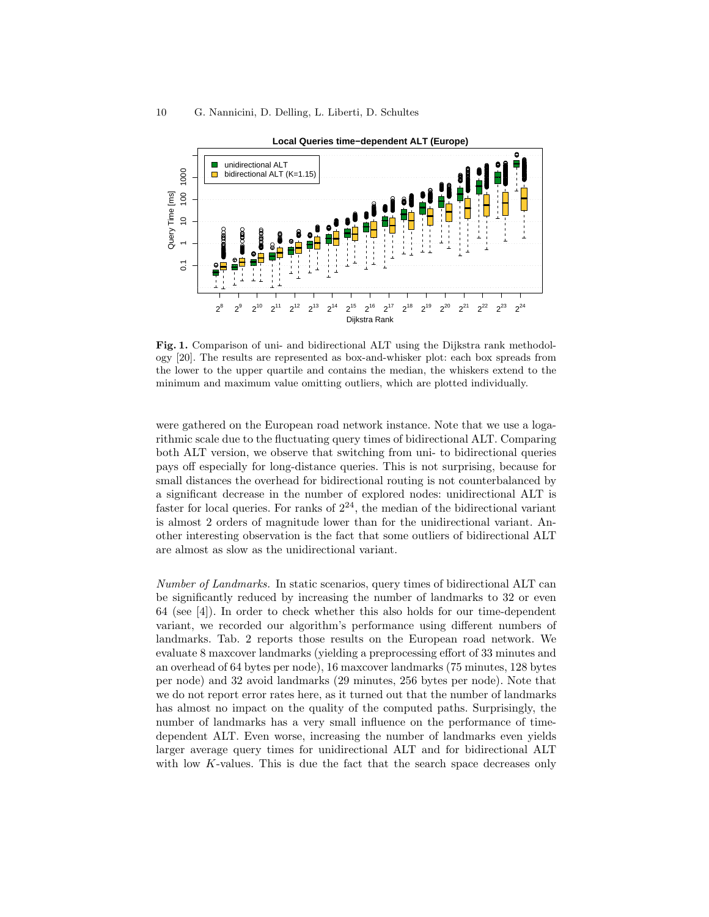**Fig. 1.** Comparison of uni- and bidirectional ALT using the Dijkstra rank methodology [20]. The results are represented as box-and-whisker plot: each box spreads from the lower to the upper quartile and contains the median, the whiskers extend to the minimum and maximum value omitting outliers, which are plotted individually.

were gathered on the European road network instance. Note that we use a logarithmic scale due to the fluctuating query times of bidirectional ALT. Comparing both ALT version, we observe that switching from uni- to bidirectional queries pays off especially for long-distance queries. This is not surprising, because for small distances the overhead for bidirectional routing is not counterbalanced by a significant decrease in the number of explored nodes: unidirectional ALT is faster for local queries. For ranks of $2^{24}$, the median of the bidirectional variant is almost 2 orders of magnitude lower than for the unidirectional variant. Another interesting observation is the fact that some outliers of bidirectional ALT are almost as slow as the unidirectional variant.

*Number of Landmarks.* In static scenarios, query times of bidirectional ALT can be significantly reduced by increasing the number of landmarks to 32 or even 64 (see [4]). In order to check whether this also holds for our time-dependent variant, we recorded our algorithm's performance using different numbers of landmarks. Tab. 2 reports those results on the European road network. We evaluate 8 maxcover landmarks (yielding a preprocessing effort of 33 minutes and an overhead of 64 bytes per node), 16 maxcover landmarks (75 minutes, 128 bytes per node) and 32 avoid landmarks (29 minutes, 256 bytes per node). Note that we do not report error rates here, as it turned out that the number of landmarks has almost no impact on the quality of the computed paths. Surprisingly, the number of landmarks has a very small influence on the performance of time-dependent ALT. Even worse, increasing the number of landmarks even yields larger average query times for unidirectional ALT and for bidirectional ALT with low $K$-values. This is due the fact that the search space decreases only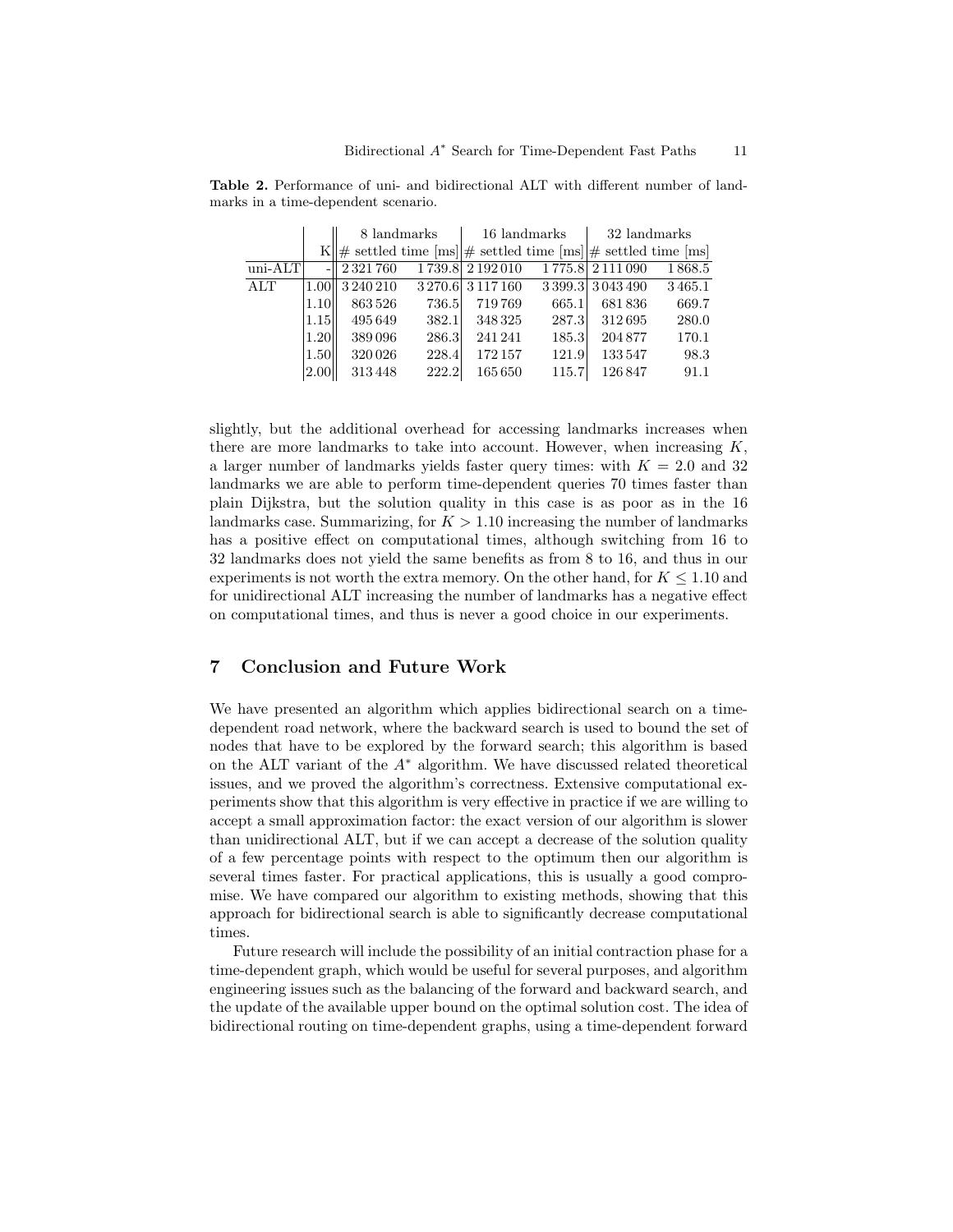**Table 2.** Performance of uni- and bidirectional ALT with different number of landmarks in a time-dependent scenario.

| | | 8 landmarks | | 16 landmarks | | 32 landmarks | |
|---|---|---|---|---|---|---|---|
| | K | # settled | time [ms] | # settled | time [ms] | # settled | time [ms] |
| uni-ALT | - | 2 321 760 | 1 739.8 | 2 192 010 | 1 775.8 | 2 111 090 | 1 868.5 |
| ALT | 1.00 | 3 240 210 | 3 270.6 | 3 117 160 | 3 399.3 | 3 043 490 | 3 465.1 |
| | 1.10 | 863 526 | 736.5 | 719 769 | 665.1 | 681 836 | 669.7 |
| | 1.15 | 495 649 | 382.1 | 348 325 | 287.3 | 312 695 | 280.0 |
| | 1.20 | 389 096 | 286.3 | 241 241 | 185.3 | 204 877 | 170.1 |
| | 1.50 | 320 026 | 228.4 | 172 157 | 121.9 | 133 547 | 98.3 |
| | 2.00 | 313 448 | 222.2 | 165 650 | 115.7 | 126 847 | 91.1 |

slightly, but the additional overhead for accessing landmarks increases when there are more landmarks to take into account. However, when increasing $K$, a larger number of landmarks yields faster query times: with $K = 2.0$ and 32 landmarks we are able to perform time-dependent queries 70 times faster than plain Dijkstra, but the solution quality in this case is as poor as in the 16 landmarks case. Summarizing, for $K > 1.10$ increasing the number of landmarks has a positive effect on computational times, although switching from 16 to 32 landmarks does not yield the same benefits as from 8 to 16, and thus in our experiments is not worth the extra memory. On the other hand, for $K \leq 1.10$ and for unidirectional ALT increasing the number of landmarks has a negative effect on computational times, and thus is never a good choice in our experiments.

## 7 Conclusion and Future Work

We have presented an algorithm which applies bidirectional search on a time-dependent road network, where the backward search is used to bound the set of nodes that have to be explored by the forward search; this algorithm is based on the ALT variant of the $A^*$ algorithm. We have discussed related theoretical issues, and we proved the algorithm's correctness. Extensive computational experiments show that this algorithm is very effective in practice if we are willing to accept a small approximation factor: the exact version of our algorithm is slower than unidirectional ALT, but if we can accept a decrease of the solution quality of a few percentage points with respect to the optimum then our algorithm is several times faster. For practical applications, this is usually a good compromise. We have compared our algorithm to existing methods, showing that this approach for bidirectional search is able to significantly decrease computational times.

Future research will include the possibility of an initial contraction phase for a time-dependent graph, which would be useful for several purposes, and algorithm engineering issues such as the balancing of the forward and backward search, and the update of the available upper bound on the optimal solution cost. The idea of bidirectional routing on time-dependent graphs, using a time-dependent forward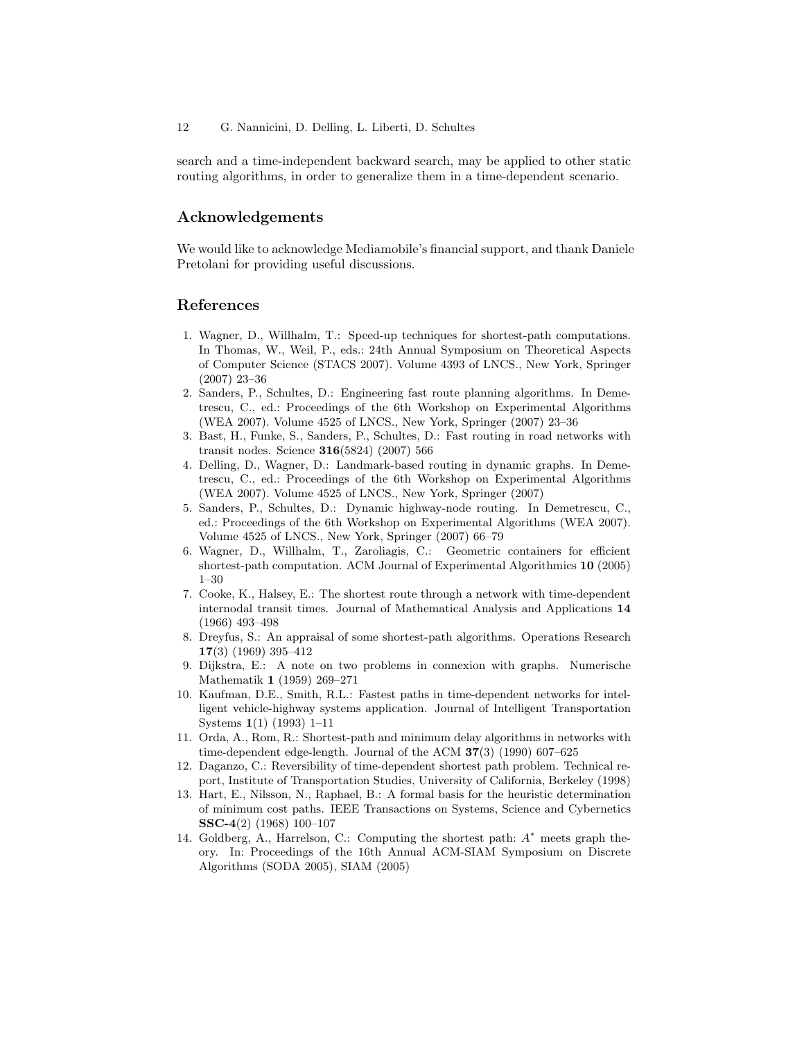search and a time-independent backward search, may be applied to other static routing algorithms, in order to generalize them in a time-dependent scenario.

## Acknowledgements

We would like to acknowledge Mediamobile's financial support, and thank Daniele Pretolani for providing useful discussions.

## References

1. Wagner, D., Willhalm, T.: Speed-up techniques for shortest-path computations. In Thomas, W., Weil, P., eds.: 24th Annual Symposium on Theoretical Aspects of Computer Science (STACS 2007). Volume 4393 of LNCS., New York, Springer (2007) 23–36
2. Sanders, P., Schultes, D.: Engineering fast route planning algorithms. In Demetrescu, C., ed.: Proceedings of the 6th Workshop on Experimental Algorithms (WEA 2007). Volume 4525 of LNCS., New York, Springer (2007) 23–36
3. Bast, H., Funke, S., Sanders, P., Schultes, D.: Fast routing in road networks with transit nodes. Science **316**(5824) (2007) 566
4. Delling, D., Wagner, D.: Landmark-based routing in dynamic graphs. In Demetrescu, C., ed.: Proceedings of the 6th Workshop on Experimental Algorithms (WEA 2007). Volume 4525 of LNCS., New York, Springer (2007)
5. Sanders, P., Schultes, D.: Dynamic highway-node routing. In Demetrescu, C., ed.: Proceedings of the 6th Workshop on Experimental Algorithms (WEA 2007). Volume 4525 of LNCS., New York, Springer (2007) 66–79
6. Wagner, D., Willhalm, T., Zaroliagis, C.: Geometric containers for efficient shortest-path computation. ACM Journal of Experimental Algorithmics **10** (2005) 1–30
7. Cooke, K., Halsey, E.: The shortest route through a network with time-dependent internodal transit times. Journal of Mathematical Analysis and Applications **14** (1966) 493–498
8. Dreyfus, S.: An appraisal of some shortest-path algorithms. Operations Research **17**(3) (1969) 395–412
9. Dijkstra, E.: A note on two problems in connexion with graphs. Numerische Mathematik **1** (1959) 269–271
10. Kaufman, D.E., Smith, R.L.: Fastest paths in time-dependent networks for intelligent vehicle-highway systems application. Journal of Intelligent Transportation Systems **1**(1) (1993) 1–11
11. Orda, A., Rom, R.: Shortest-path and minimum delay algorithms in networks with time-dependent edge-length. Journal of the ACM **37**(3) (1990) 607–625
12. Daganzo, C.: Reversibility of time-dependent shortest path problem. Technical report, Institute of Transportation Studies, University of California, Berkeley (1998)
13. Hart, E., Nilsson, N., Raphael, B.: A formal basis for the heuristic determination of minimum cost paths. IEEE Transactions on Systems, Science and Cybernetics **SSC-4**(2) (1968) 100–107
14. Goldberg, A., Harrelson, C.: Computing the shortest path: $A^*$ meets graph theory. In: Proceedings of the 16th Annual ACM-SIAM Symposium on Discrete Algorithms (SODA 2005), SIAM (2005)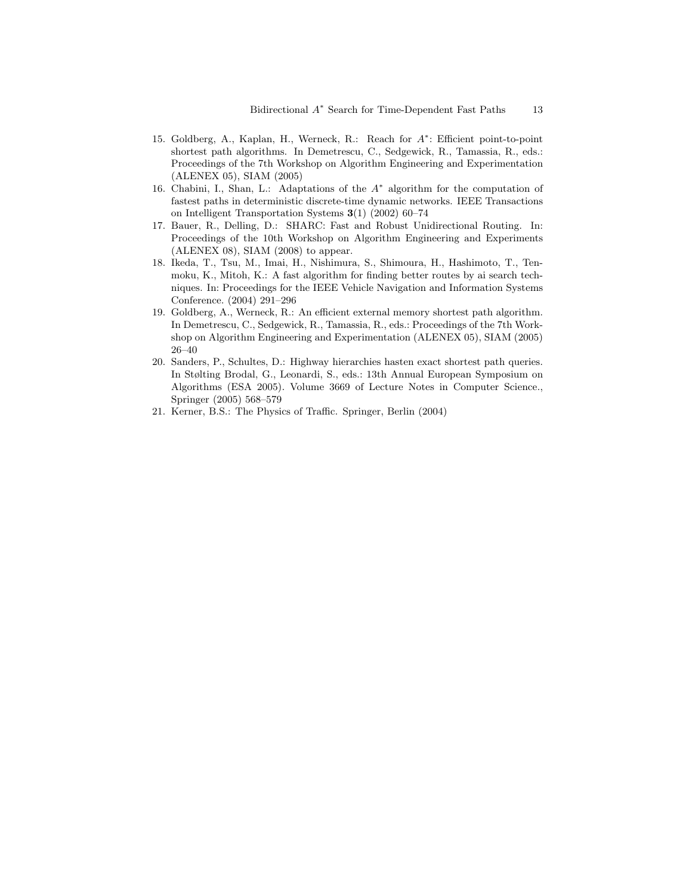15. Goldberg, A., Kaplan, H., Werneck, R.: Reach for $A^*$: Efficient point-to-point shortest path algorithms. In Demetrescu, C., Sedgewick, R., Tamassia, R., eds.: Proceedings of the 7th Workshop on Algorithm Engineering and Experimentation (ALENEX 05), SIAM (2005)
16. Chabini, I., Shan, L.: Adaptations of the $A^*$ algorithm for the computation of fastest paths in deterministic discrete-time dynamic networks. IEEE Transactions on Intelligent Transportation Systems **3**(1) (2002) 60–74
17. Bauer, R., Delling, D.: SHARC: Fast and Robust Unidirectional Routing. In: Proceedings of the 10th Workshop on Algorithm Engineering and Experiments (ALENEX 08), SIAM (2008) to appear.
18. Ikeda, T., Tsu, M., Imai, H., Nishimura, S., Shimoura, H., Hashimoto, T., Tenmoku, K., Mitoh, K.: A fast algorithm for finding better routes by ai search techniques. In: Proceedings for the IEEE Vehicle Navigation and Information Systems Conference. (2004) 291–296
19. Goldberg, A., Werneck, R.: An efficient external memory shortest path algorithm. In Demetrescu, C., Sedgewick, R., Tamassia, R., eds.: Proceedings of the 7th Workshop on Algorithm Engineering and Experimentation (ALENEX 05), SIAM (2005) 26–40
20. Sanders, P., Schultes, D.: Highway hierarchies hasten exact shortest path queries. In Stølting Brodal, G., Leonardi, S., eds.: 13th Annual European Symposium on Algorithms (ESA 2005). Volume 3669 of Lecture Notes in Computer Science., Springer (2005) 568–579
21. Kerner, B.S.: The Physics of Traffic. Springer, Berlin (2004)